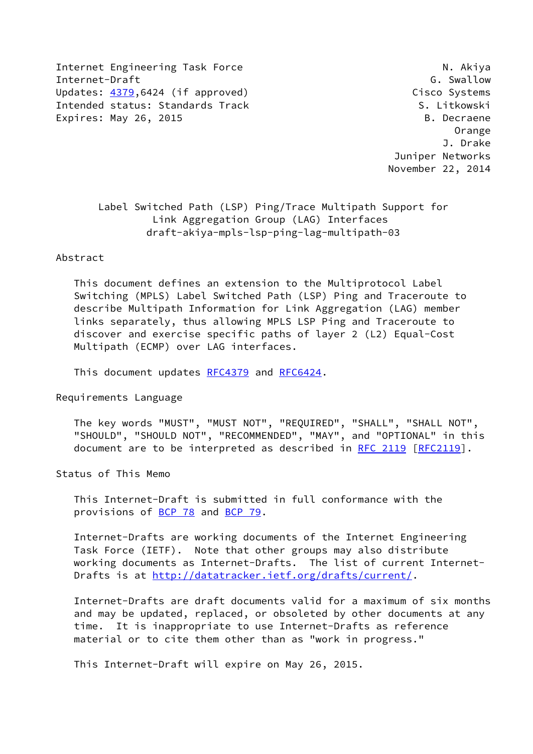Internet Engineering Task Force N. Akiya
Internet-Draft G. Swallow
Updates: 4379,6424 (if approved) Cisco Systems
Intended status: Standards Track S. Litkowski
Expires: May 26, 2015 B. Decraene
Orange
J. Drake
Juniper Networks
November 22, 2014

# Label Switched Path (LSP) Ping/Trace Multipath Support for Link Aggregation Group (LAG) Interfaces
draft-akiya-mpls-lsp-ping-lag-multipath-03

## Abstract

This document defines an extension to the Multiprotocol Label Switching (MPLS) Label Switched Path (LSP) Ping and Traceroute to describe Multipath Information for Link Aggregation (LAG) member links separately, thus allowing MPLS LSP Ping and Traceroute to discover and exercise specific paths of layer 2 (L2) Equal-Cost Multipath (ECMP) over LAG interfaces.

This document updates RFC4379 and RFC6424.

## Requirements Language

The key words "MUST", "MUST NOT", "REQUIRED", "SHALL", "SHALL NOT", "SHOULD", "SHOULD NOT", "RECOMMENDED", "MAY", and "OPTIONAL" in this document are to be interpreted as described in RFC 2119 [RFC2119].

## Status of This Memo

This Internet-Draft is submitted in full conformance with the provisions of BCP 78 and BCP 79.

Internet-Drafts are working documents of the Internet Engineering Task Force (IETF). Note that other groups may also distribute working documents as Internet-Drafts. The list of current Internet-Drafts is at http://datatracker.ietf.org/drafts/current/.

Internet-Drafts are draft documents valid for a maximum of six months and may be updated, replaced, or obsoleted by other documents at any time. It is inappropriate to use Internet-Drafts as reference material or to cite them other than as "work in progress."

This Internet-Draft will expire on May 26, 2015.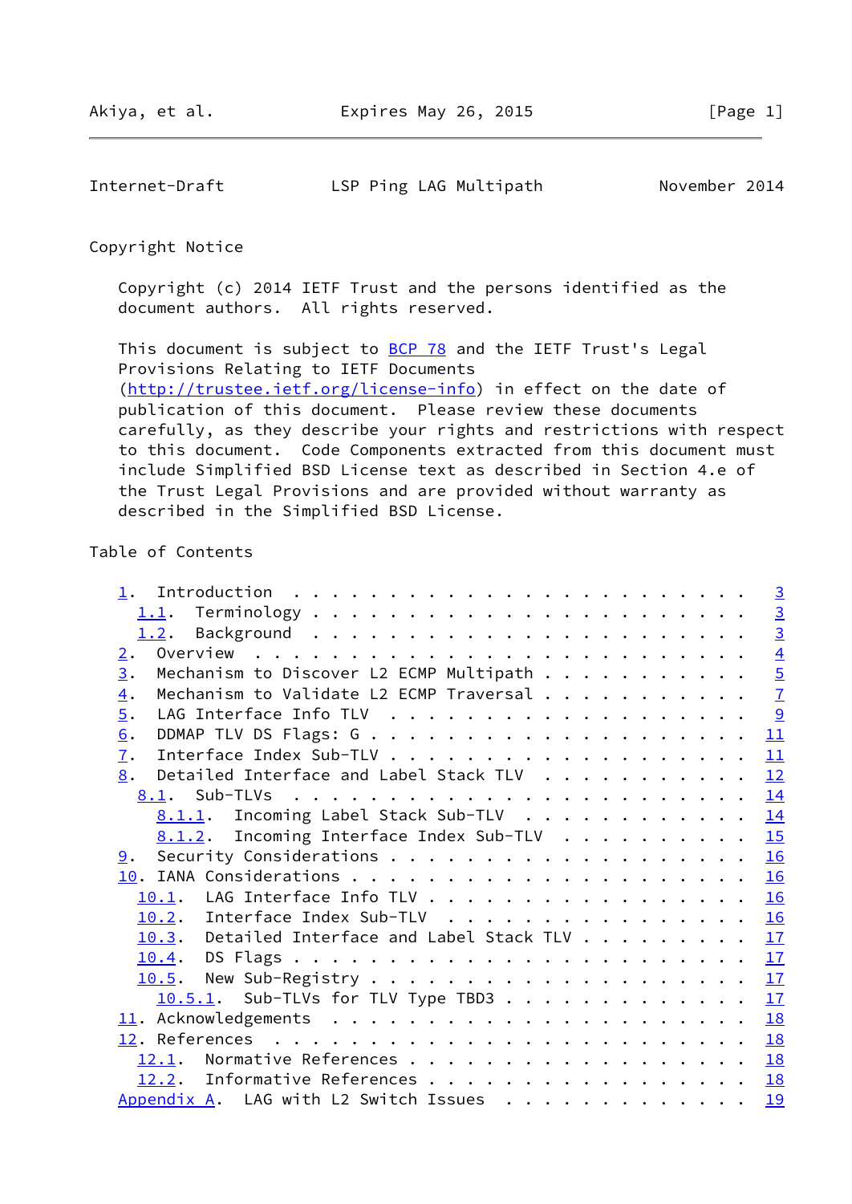Copyright Notice

Copyright (c) 2014 IETF Trust and the persons identified as the document authors. All rights reserved.

This document is subject to BCP 78 and the IETF Trust's Legal Provisions Relating to IETF Documents (http://trustee.ietf.org/license-info) in effect on the date of publication of this document. Please review these documents carefully, as they describe your rights and restrictions with respect to this document. Code Components extracted from this document must include Simplified BSD License text as described in Section 4.e of the Trust Legal Provisions and are provided without warranty as described in the Simplified BSD License.

Table of Contents

```
   1.  Introduction . . . . . . . . . . . . . . . . . . . . . . . .   3
     1.1.  Terminology  . . . . . . . . . . . . . . . . . . . . . .   3
     1.2.  Background . . . . . . . . . . . . . . . . . . . . . . .   3
   2.  Overview . . . . . . . . . . . . . . . . . . . . . . . . . .   4
   3.  Mechanism to Discover L2 ECMP Multipath  . . . . . . . . . .   5
   4.  Mechanism to Validate L2 ECMP Traversal  . . . . . . . . . .   7
   5.  LAG Interface Info TLV . . . . . . . . . . . . . . . . . . .   9
   6.  DDMAP TLV DS Flags: G  . . . . . . . . . . . . . . . . . . .  11
   7.  Interface Index Sub-TLV  . . . . . . . . . . . . . . . . . .  11
   8.  Detailed Interface and Label Stack TLV . . . . . . . . . . .  12
     8.1.  Sub-TLVs . . . . . . . . . . . . . . . . . . . . . . . .  14
       8.1.1.  Incoming Label Stack Sub-TLV . . . . . . . . . . . .  14
       8.1.2.  Incoming Interface Index Sub-TLV . . . . . . . . . .  15
   9.  Security Considerations  . . . . . . . . . . . . . . . . . .  16
   10. IANA Considerations  . . . . . . . . . . . . . . . . . . . .  16
     10.1.  LAG Interface Info TLV  . . . . . . . . . . . . . . . .  16
     10.2.  Interface Index Sub-TLV . . . . . . . . . . . . . . . .  16
     10.3.  Detailed Interface and Label Stack TLV  . . . . . . . .  17
     10.4.  DS Flags  . . . . . . . . . . . . . . . . . . . . . . .  17
     10.5.  New Sub-Registry  . . . . . . . . . . . . . . . . . . .  17
       10.5.1.  Sub-TLVs for TLV Type TBD3  . . . . . . . . . . . .  17
   11. Acknowledgements . . . . . . . . . . . . . . . . . . . . . .  18
   12. References . . . . . . . . . . . . . . . . . . . . . . . . .  18
     12.1.  Normative References  . . . . . . . . . . . . . . . . .  18
     12.2.  Informative References  . . . . . . . . . . . . . . . .  18
   Appendix A.  LAG with L2 Switch Issues . . . . . . . . . . . . .  19
```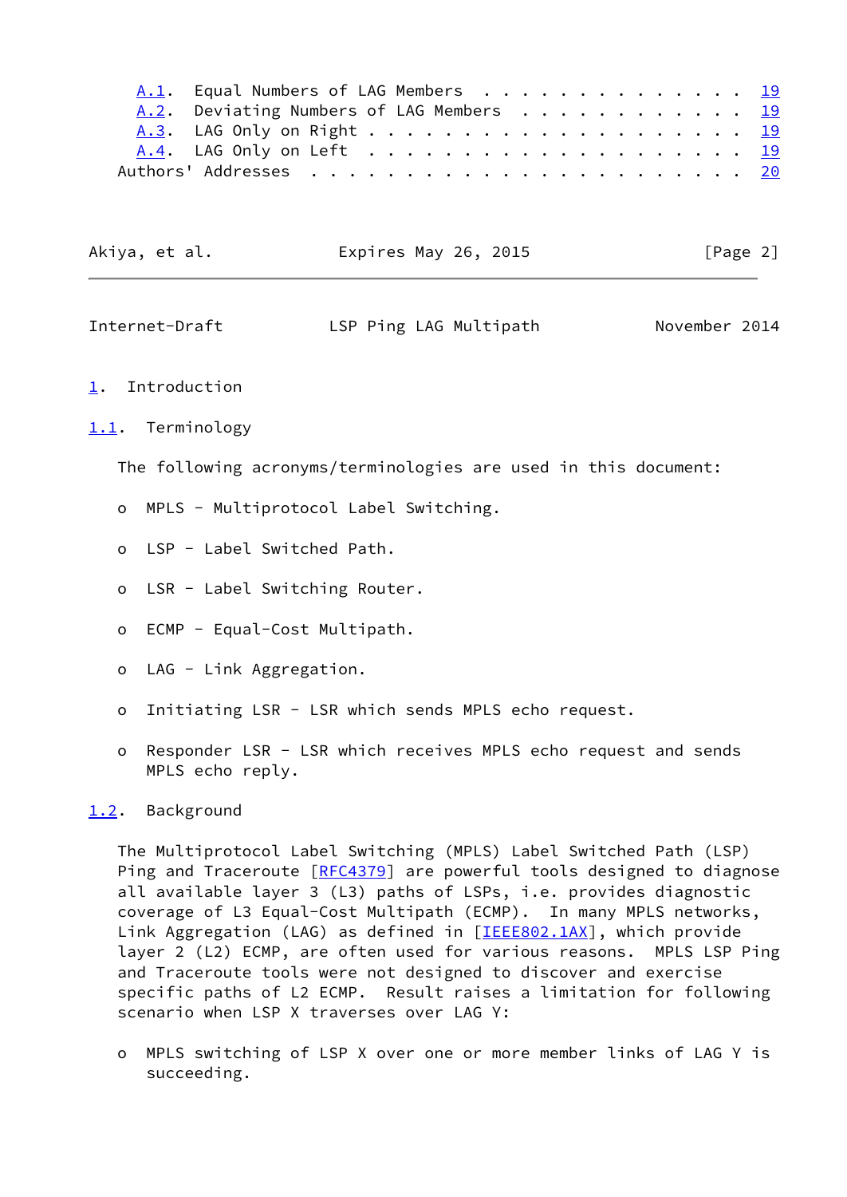A.1. Equal Numbers of LAG Members . . . . . . . . . . . . . . 19
A.2. Deviating Numbers of LAG Members . . . . . . . . . . . . 19
A.3. LAG Only on Right . . . . . . . . . . . . . . . . . . . . 19
A.4. LAG Only on Left . . . . . . . . . . . . . . . . . . . . 19
Authors' Addresses . . . . . . . . . . . . . . . . . . . . . . . 20

# 1. Introduction

## 1.1. Terminology

The following acronyms/terminologies are used in this document:

- MPLS - Multiprotocol Label Switching.
- LSP - Label Switched Path.
- LSR - Label Switching Router.
- ECMP - Equal-Cost Multipath.
- LAG - Link Aggregation.
- Initiating LSR - LSR which sends MPLS echo request.
- Responder LSR - LSR which receives MPLS echo request and sends MPLS echo reply.

## 1.2. Background

The Multiprotocol Label Switching (MPLS) Label Switched Path (LSP) Ping and Traceroute [RFC4379] are powerful tools designed to diagnose all available layer 3 (L3) paths of LSPs, i.e. provides diagnostic coverage of L3 Equal-Cost Multipath (ECMP). In many MPLS networks, Link Aggregation (LAG) as defined in [IEEE802.1AX], which provide layer 2 (L2) ECMP, are often used for various reasons. MPLS LSP Ping and Traceroute tools were not designed to discover and exercise specific paths of L2 ECMP. Result raises a limitation for following scenario when LSP X traverses over LAG Y:

- MPLS switching of LSP X over one or more member links of LAG Y is succeeding.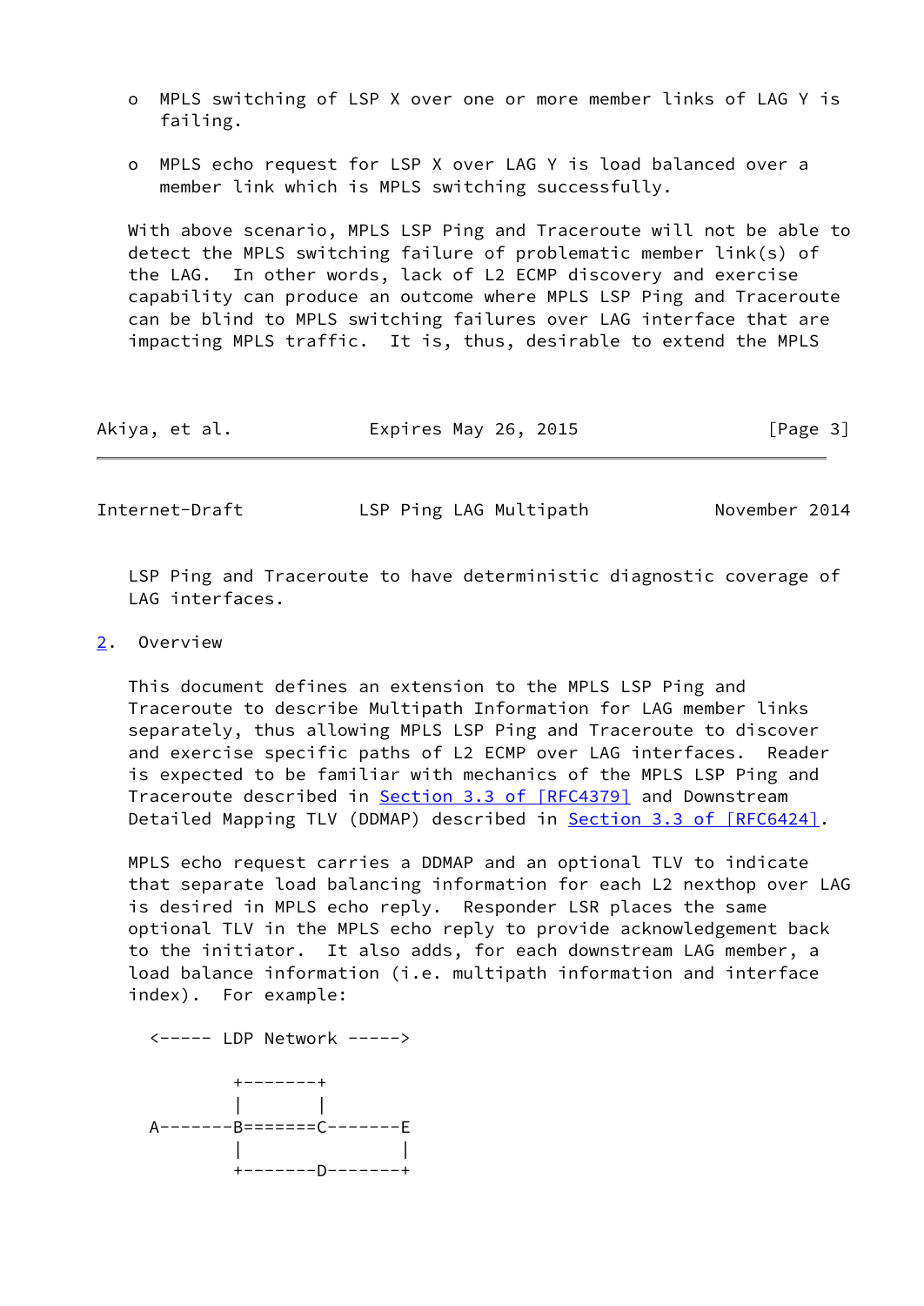- MPLS switching of LSP X over one or more member links of LAG Y is failing.
- MPLS echo request for LSP X over LAG Y is load balanced over a member link which is MPLS switching successfully.

With above scenario, MPLS LSP Ping and Traceroute will not be able to detect the MPLS switching failure of problematic member link(s) of the LAG. In other words, lack of L2 ECMP discovery and exercise capability can produce an outcome where MPLS LSP Ping and Traceroute can be blind to MPLS switching failures over LAG interface that are impacting MPLS traffic. It is, thus, desirable to extend the MPLS LSP Ping and Traceroute to have deterministic diagnostic coverage of LAG interfaces.

## 2. Overview

This document defines an extension to the MPLS LSP Ping and Traceroute to describe Multipath Information for LAG member links separately, thus allowing MPLS LSP Ping and Traceroute to discover and exercise specific paths of L2 ECMP over LAG interfaces. Reader is expected to be familiar with mechanics of the MPLS LSP Ping and Traceroute described in Section 3.3 of [RFC4379] and Downstream Detailed Mapping TLV (DDMAP) described in Section 3.3 of [RFC6424].

MPLS echo request carries a DDMAP and an optional TLV to indicate that separate load balancing information for each L2 nexthop over LAG is desired in MPLS echo reply. Responder LSR places the same optional TLV in the MPLS echo reply to provide acknowledgement back to the initiator. It also adds, for each downstream LAG member, a load balance information (i.e. multipath information and interface index). For example:

```
<----- LDP Network ----->

        +--------+
        |        |
A-------B=======C-------E
        |               |
        +-------D-------+
```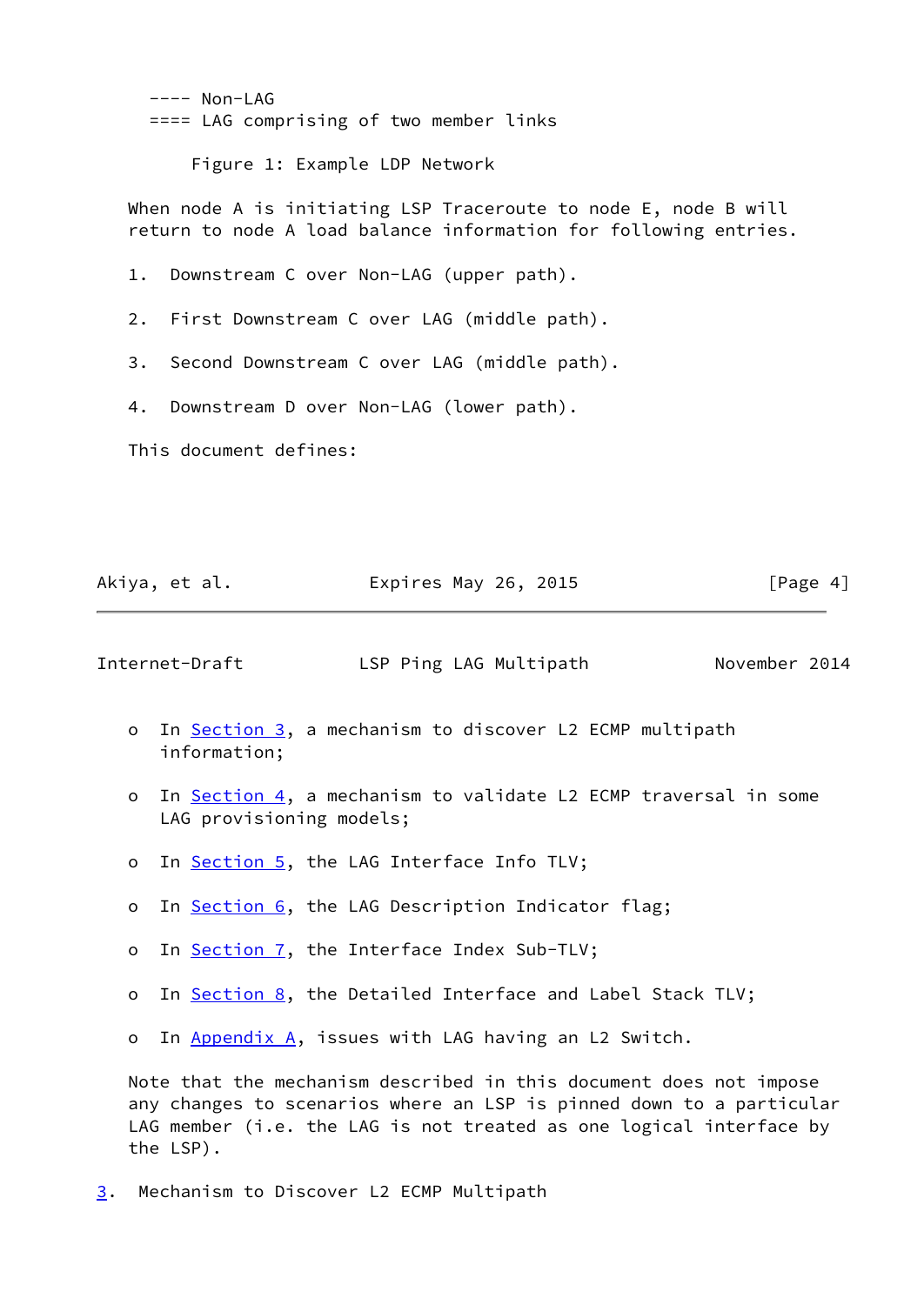```
---- Non-LAG
==== LAG comprising of two member links
```

Figure 1: Example LDP Network

When node A is initiating LSP Traceroute to node E, node B will return to node A load balance information for following entries.

1. Downstream C over Non-LAG (upper path).

2. First Downstream C over LAG (middle path).

3. Second Downstream C over LAG (middle path).

4. Downstream D over Non-LAG (lower path).

This document defines:

- In Section 3, a mechanism to discover L2 ECMP multipath information;

- In Section 4, a mechanism to validate L2 ECMP traversal in some LAG provisioning models;

- In Section 5, the LAG Interface Info TLV;

- In Section 6, the LAG Description Indicator flag;

- In Section 7, the Interface Index Sub-TLV;

- In Section 8, the Detailed Interface and Label Stack TLV;

- In Appendix A, issues with LAG having an L2 Switch.

Note that the mechanism described in this document does not impose any changes to scenarios where an LSP is pinned down to a particular LAG member (i.e. the LAG is not treated as one logical interface by the LSP).

## 3. Mechanism to Discover L2 ECMP Multipath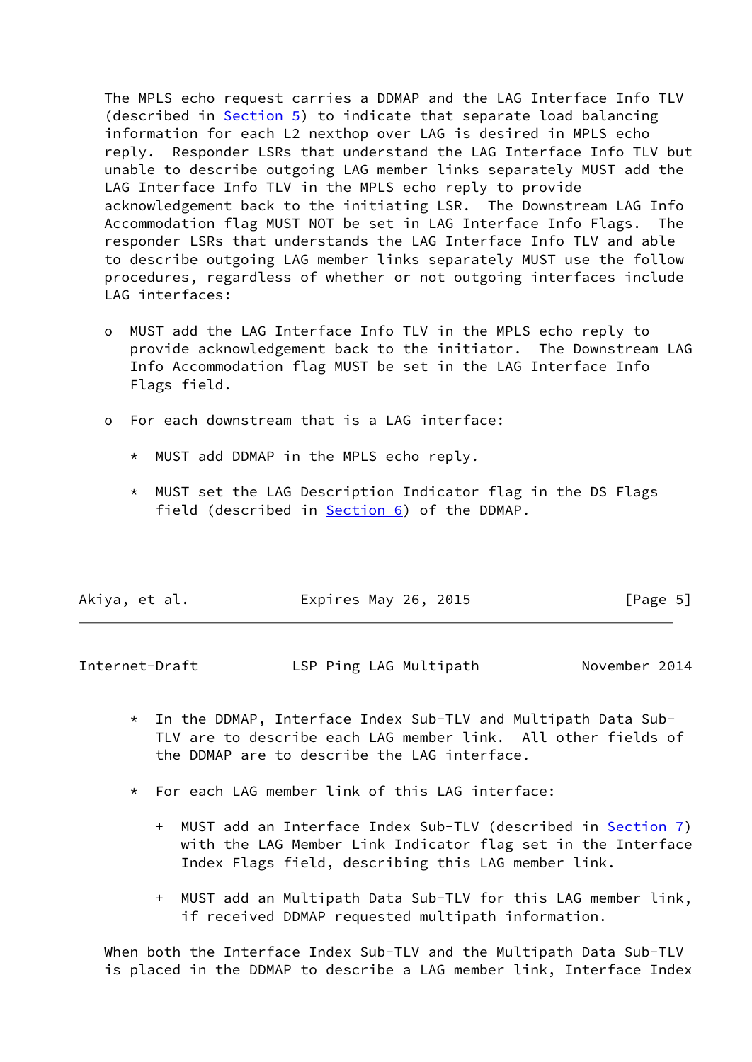The MPLS echo request carries a DDMAP and the LAG Interface Info TLV (described in Section 5) to indicate that separate load balancing information for each L2 nexthop over LAG is desired in MPLS echo reply. Responder LSRs that understand the LAG Interface Info TLV but unable to describe outgoing LAG member links separately MUST add the LAG Interface Info TLV in the MPLS echo reply to provide acknowledgement back to the initiating LSR. The Downstream LAG Info Accommodation flag MUST NOT be set in LAG Interface Info Flags. The responder LSRs that understands the LAG Interface Info TLV and able to describe outgoing LAG member links separately MUST use the follow procedures, regardless of whether or not outgoing interfaces include LAG interfaces:

- MUST add the LAG Interface Info TLV in the MPLS echo reply to provide acknowledgement back to the initiator. The Downstream LAG Info Accommodation flag MUST be set in the LAG Interface Info Flags field.

- For each downstream that is a LAG interface:

  * MUST add DDMAP in the MPLS echo reply.

  * MUST set the LAG Description Indicator flag in the DS Flags field (described in Section 6) of the DDMAP.

  * In the DDMAP, Interface Index Sub-TLV and Multipath Data Sub-TLV are to describe each LAG member link. All other fields of the DDMAP are to describe the LAG interface.

  * For each LAG member link of this LAG interface:

    + MUST add an Interface Index Sub-TLV (described in Section 7) with the LAG Member Link Indicator flag set in the Interface Index Flags field, describing this LAG member link.

    + MUST add an Multipath Data Sub-TLV for this LAG member link, if received DDMAP requested multipath information.

When both the Interface Index Sub-TLV and the Multipath Data Sub-TLV is placed in the DDMAP to describe a LAG member link, Interface Index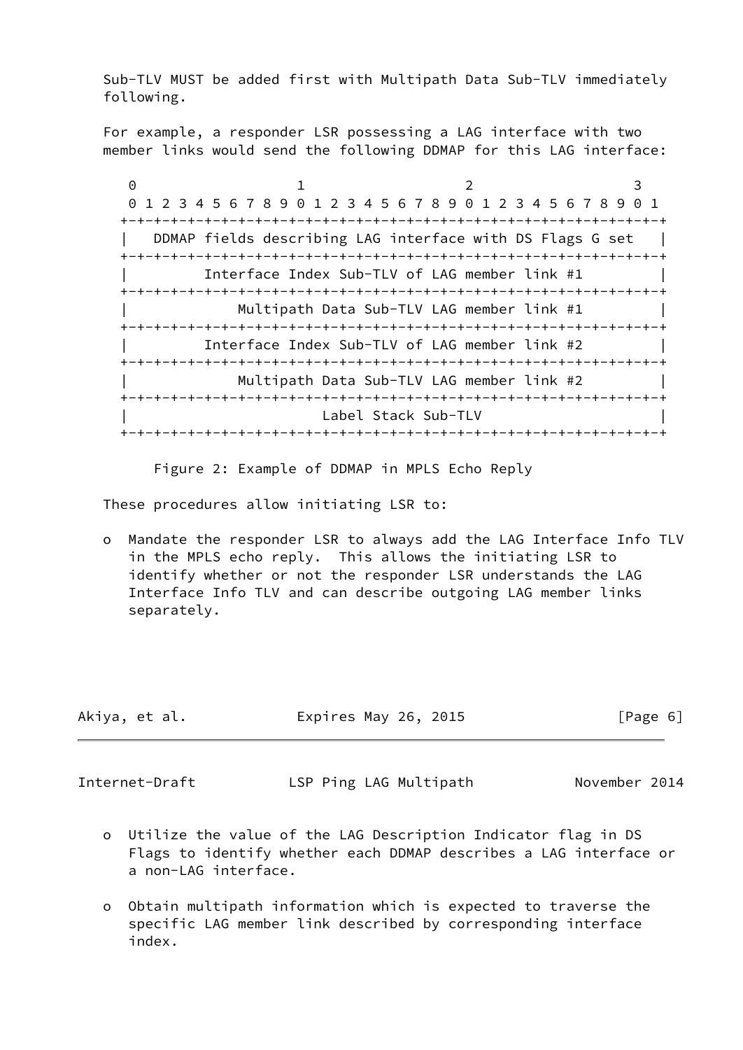Sub-TLV MUST be added first with Multipath Data Sub-TLV immediately following.

For example, a responder LSR possessing a LAG interface with two member links would send the following DDMAP for this LAG interface:

```
 0                   1                   2                   3
 0 1 2 3 4 5 6 7 8 9 0 1 2 3 4 5 6 7 8 9 0 1 2 3 4 5 6 7 8 9 0 1
+-+-+-+-+-+-+-+-+-+-+-+-+-+-+-+-+-+-+-+-+-+-+-+-+-+-+-+-+-+-+-+-+
|   DDMAP fields describing LAG interface with DS Flags G set   |
+-+-+-+-+-+-+-+-+-+-+-+-+-+-+-+-+-+-+-+-+-+-+-+-+-+-+-+-+-+-+-+-+
|         Interface Index Sub-TLV of LAG member link #1         |
+-+-+-+-+-+-+-+-+-+-+-+-+-+-+-+-+-+-+-+-+-+-+-+-+-+-+-+-+-+-+-+-+
|            Multipath Data Sub-TLV LAG member link #1          |
+-+-+-+-+-+-+-+-+-+-+-+-+-+-+-+-+-+-+-+-+-+-+-+-+-+-+-+-+-+-+-+-+
|         Interface Index Sub-TLV of LAG member link #2         |
+-+-+-+-+-+-+-+-+-+-+-+-+-+-+-+-+-+-+-+-+-+-+-+-+-+-+-+-+-+-+-+-+
|            Multipath Data Sub-TLV LAG member link #2          |
+-+-+-+-+-+-+-+-+-+-+-+-+-+-+-+-+-+-+-+-+-+-+-+-+-+-+-+-+-+-+-+-+
|                       Label Stack Sub-TLV                     |
+-+-+-+-+-+-+-+-+-+-+-+-+-+-+-+-+-+-+-+-+-+-+-+-+-+-+-+-+-+-+-+-+
```

Figure 2: Example of DDMAP in MPLS Echo Reply

These procedures allow initiating LSR to:

- Mandate the responder LSR to always add the LAG Interface Info TLV in the MPLS echo reply. This allows the initiating LSR to identify whether or not the responder LSR understands the LAG Interface Info TLV and can describe outgoing LAG member links separately.

- Utilize the value of the LAG Description Indicator flag in DS Flags to identify whether each DDMAP describes a LAG interface or a non-LAG interface.

- Obtain multipath information which is expected to traverse the specific LAG member link described by corresponding interface index.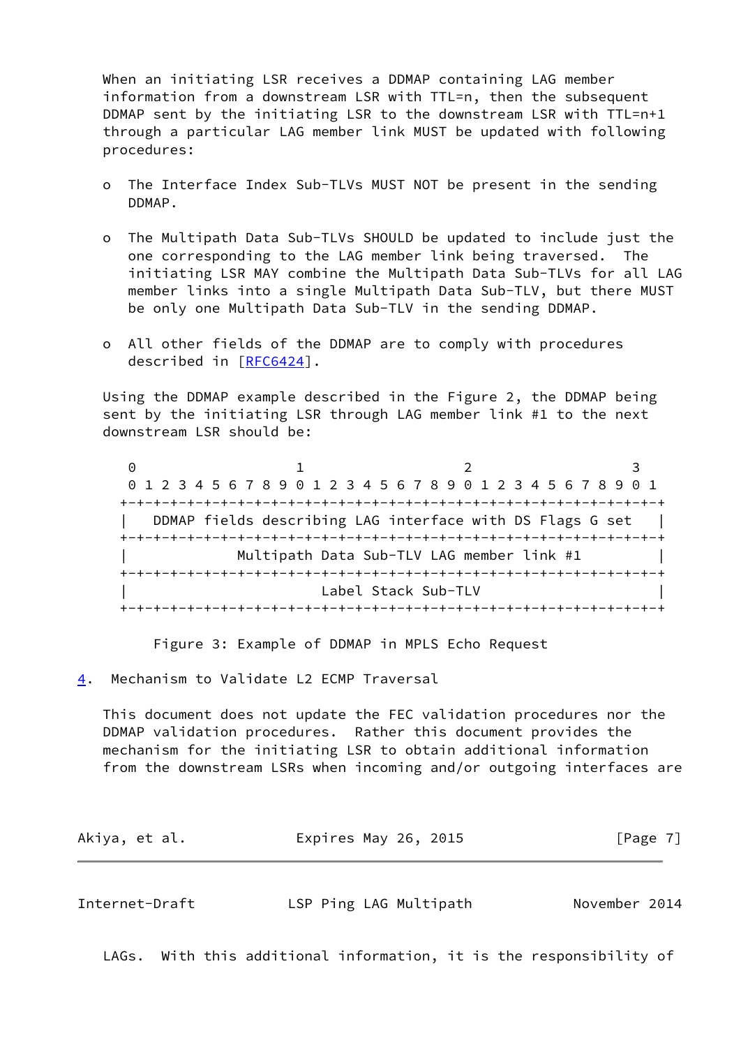When an initiating LSR receives a DDMAP containing LAG member information from a downstream LSR with TTL=n, then the subsequent DDMAP sent by the initiating LSR to the downstream LSR with TTL=n+1 through a particular LAG member link MUST be updated with following procedures:

- The Interface Index Sub-TLVs MUST NOT be present in the sending DDMAP.

- The Multipath Data Sub-TLVs SHOULD be updated to include just the one corresponding to the LAG member link being traversed. The initiating LSR MAY combine the Multipath Data Sub-TLVs for all LAG member links into a single Multipath Data Sub-TLV, but there MUST be only one Multipath Data Sub-TLV in the sending DDMAP.

- All other fields of the DDMAP are to comply with procedures described in [RFC6424].

Using the DDMAP example described in the Figure 2, the DDMAP being sent by the initiating LSR through LAG member link #1 to the next downstream LSR should be:

```
 0                   1                   2                   3
 0 1 2 3 4 5 6 7 8 9 0 1 2 3 4 5 6 7 8 9 0 1 2 3 4 5 6 7 8 9 0 1
+-+-+-+-+-+-+-+-+-+-+-+-+-+-+-+-+-+-+-+-+-+-+-+-+-+-+-+-+-+-+-+-+
|  DDMAP fields describing LAG interface with DS Flags G set    |
+-+-+-+-+-+-+-+-+-+-+-+-+-+-+-+-+-+-+-+-+-+-+-+-+-+-+-+-+-+-+-+-+
|             Multipath Data Sub-TLV LAG member link #1         |
+-+-+-+-+-+-+-+-+-+-+-+-+-+-+-+-+-+-+-+-+-+-+-+-+-+-+-+-+-+-+-+-+
|                        Label Stack Sub-TLV                    |
+-+-+-+-+-+-+-+-+-+-+-+-+-+-+-+-+-+-+-+-+-+-+-+-+-+-+-+-+-+-+-+-+
```

Figure 3: Example of DDMAP in MPLS Echo Request

## 4. Mechanism to Validate L2 ECMP Traversal

This document does not update the FEC validation procedures nor the DDMAP validation procedures. Rather this document provides the mechanism for the initiating LSR to obtain additional information from the downstream LSRs when incoming and/or outgoing interfaces are LAGs. With this additional information, it is the responsibility of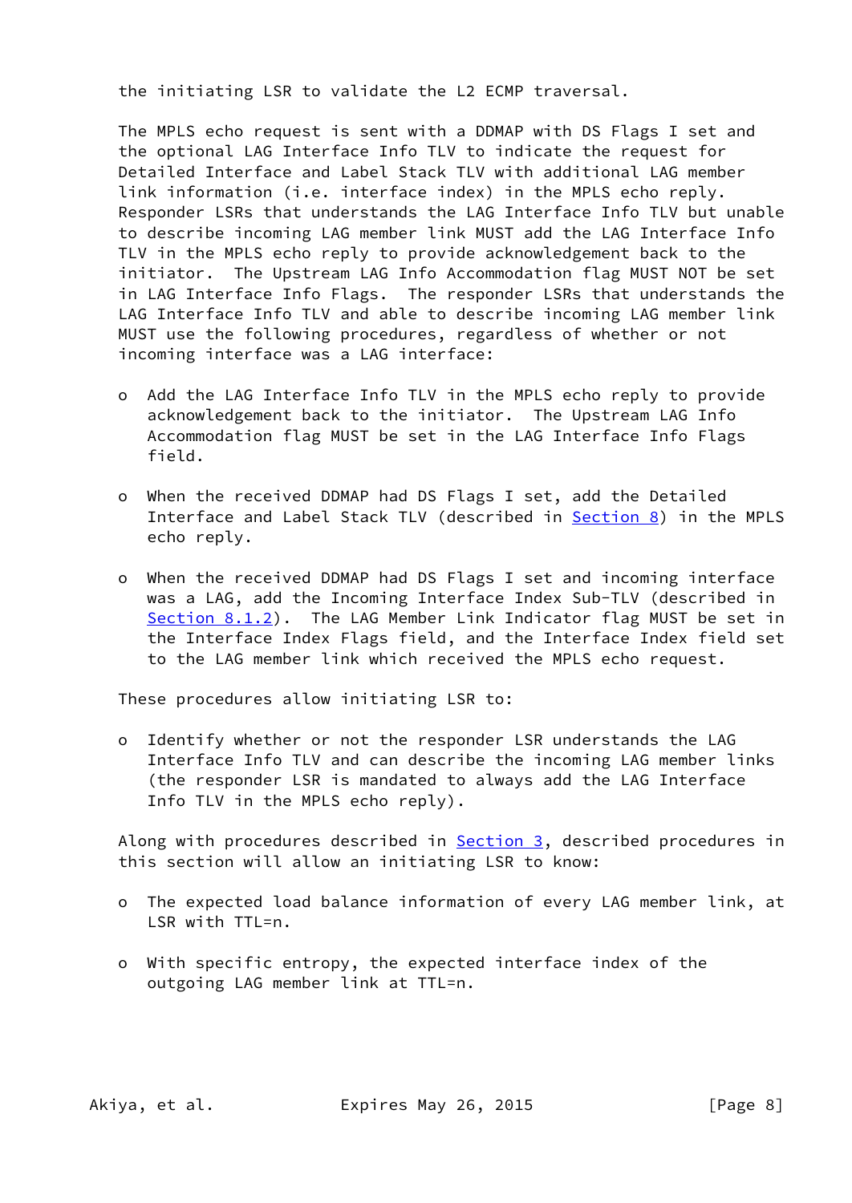the initiating LSR to validate the L2 ECMP traversal.

The MPLS echo request is sent with a DDMAP with DS Flags I set and the optional LAG Interface Info TLV to indicate the request for Detailed Interface and Label Stack TLV with additional LAG member link information (i.e. interface index) in the MPLS echo reply. Responder LSRs that understands the LAG Interface Info TLV but unable to describe incoming LAG member link MUST add the LAG Interface Info TLV in the MPLS echo reply to provide acknowledgement back to the initiator. The Upstream LAG Info Accommodation flag MUST NOT be set in LAG Interface Info Flags. The responder LSRs that understands the LAG Interface Info TLV and able to describe incoming LAG member link MUST use the following procedures, regardless of whether or not incoming interface was a LAG interface:

- Add the LAG Interface Info TLV in the MPLS echo reply to provide acknowledgement back to the initiator. The Upstream LAG Info Accommodation flag MUST be set in the LAG Interface Info Flags field.

- When the received DDMAP had DS Flags I set, add the Detailed Interface and Label Stack TLV (described in Section 8) in the MPLS echo reply.

- When the received DDMAP had DS Flags I set and incoming interface was a LAG, add the Incoming Interface Index Sub-TLV (described in Section 8.1.2). The LAG Member Link Indicator flag MUST be set in the Interface Index Flags field, and the Interface Index field set to the LAG member link which received the MPLS echo request.

These procedures allow initiating LSR to:

- Identify whether or not the responder LSR understands the LAG Interface Info TLV and can describe the incoming LAG member links (the responder LSR is mandated to always add the LAG Interface Info TLV in the MPLS echo reply).

Along with procedures described in Section 3, described procedures in this section will allow an initiating LSR to know:

- The expected load balance information of every LAG member link, at LSR with TTL=n.

- With specific entropy, the expected interface index of the outgoing LAG member link at TTL=n.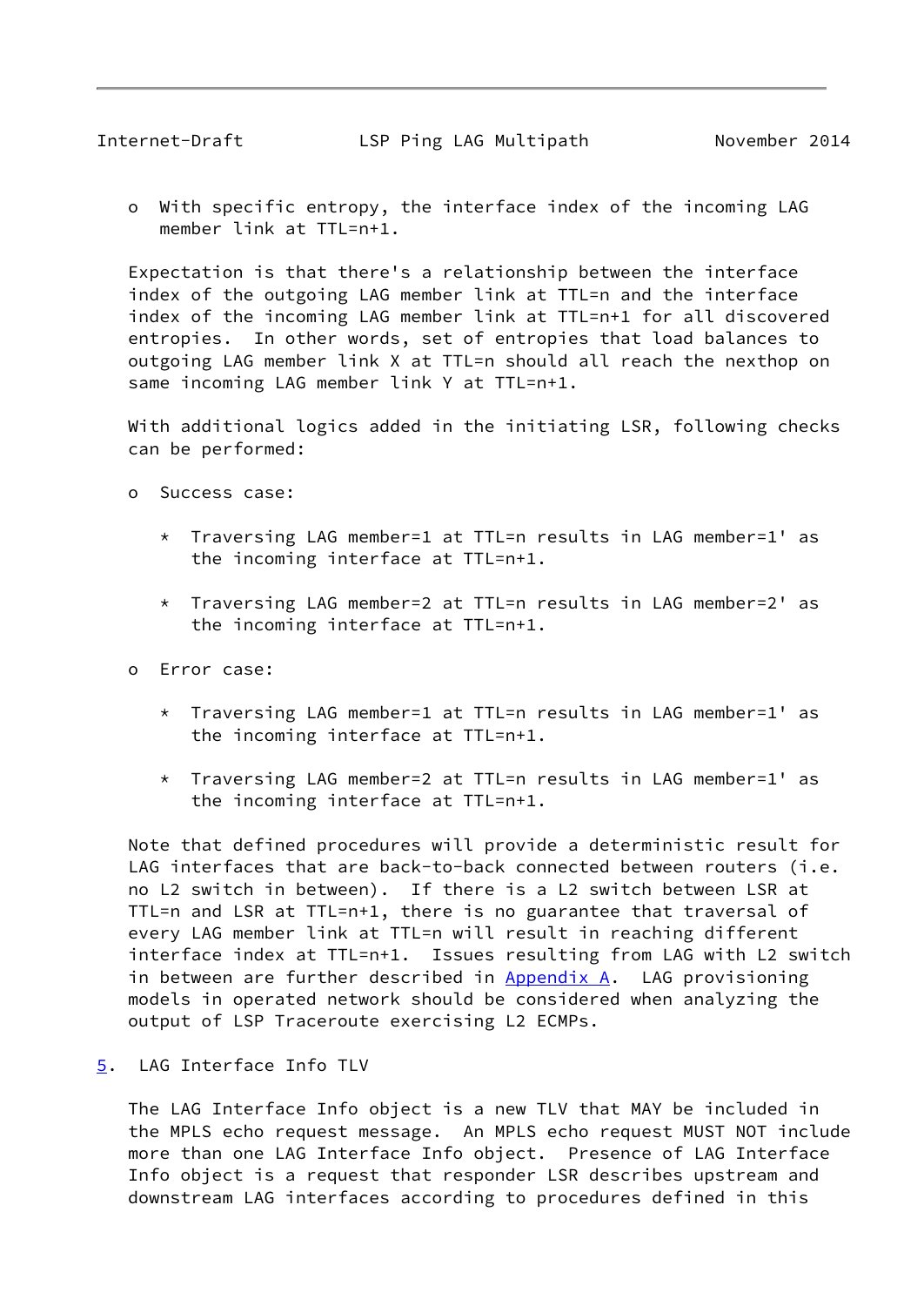- With specific entropy, the interface index of the incoming LAG member link at TTL=n+1.

Expectation is that there's a relationship between the interface index of the outgoing LAG member link at TTL=n and the interface index of the incoming LAG member link at TTL=n+1 for all discovered entropies. In other words, set of entropies that load balances to outgoing LAG member link X at TTL=n should all reach the nexthop on same incoming LAG member link Y at TTL=n+1.

With additional logics added in the initiating LSR, following checks can be performed:

- Success case:

  * Traversing LAG member=1 at TTL=n results in LAG member=1' as the incoming interface at TTL=n+1.

  * Traversing LAG member=2 at TTL=n results in LAG member=2' as the incoming interface at TTL=n+1.

- Error case:

  * Traversing LAG member=1 at TTL=n results in LAG member=1' as the incoming interface at TTL=n+1.

  * Traversing LAG member=2 at TTL=n results in LAG member=1' as the incoming interface at TTL=n+1.

Note that defined procedures will provide a deterministic result for LAG interfaces that are back-to-back connected between routers (i.e. no L2 switch in between). If there is a L2 switch between LSR at TTL=n and LSR at TTL=n+1, there is no guarantee that traversal of every LAG member link at TTL=n will result in reaching different interface index at TTL=n+1. Issues resulting from LAG with L2 switch in between are further described in Appendix A. LAG provisioning models in operated network should be considered when analyzing the output of LSP Traceroute exercising L2 ECMPs.

## 5. LAG Interface Info TLV

The LAG Interface Info object is a new TLV that MAY be included in the MPLS echo request message. An MPLS echo request MUST NOT include more than one LAG Interface Info object. Presence of LAG Interface Info object is a request that responder LSR describes upstream and downstream LAG interfaces according to procedures defined in this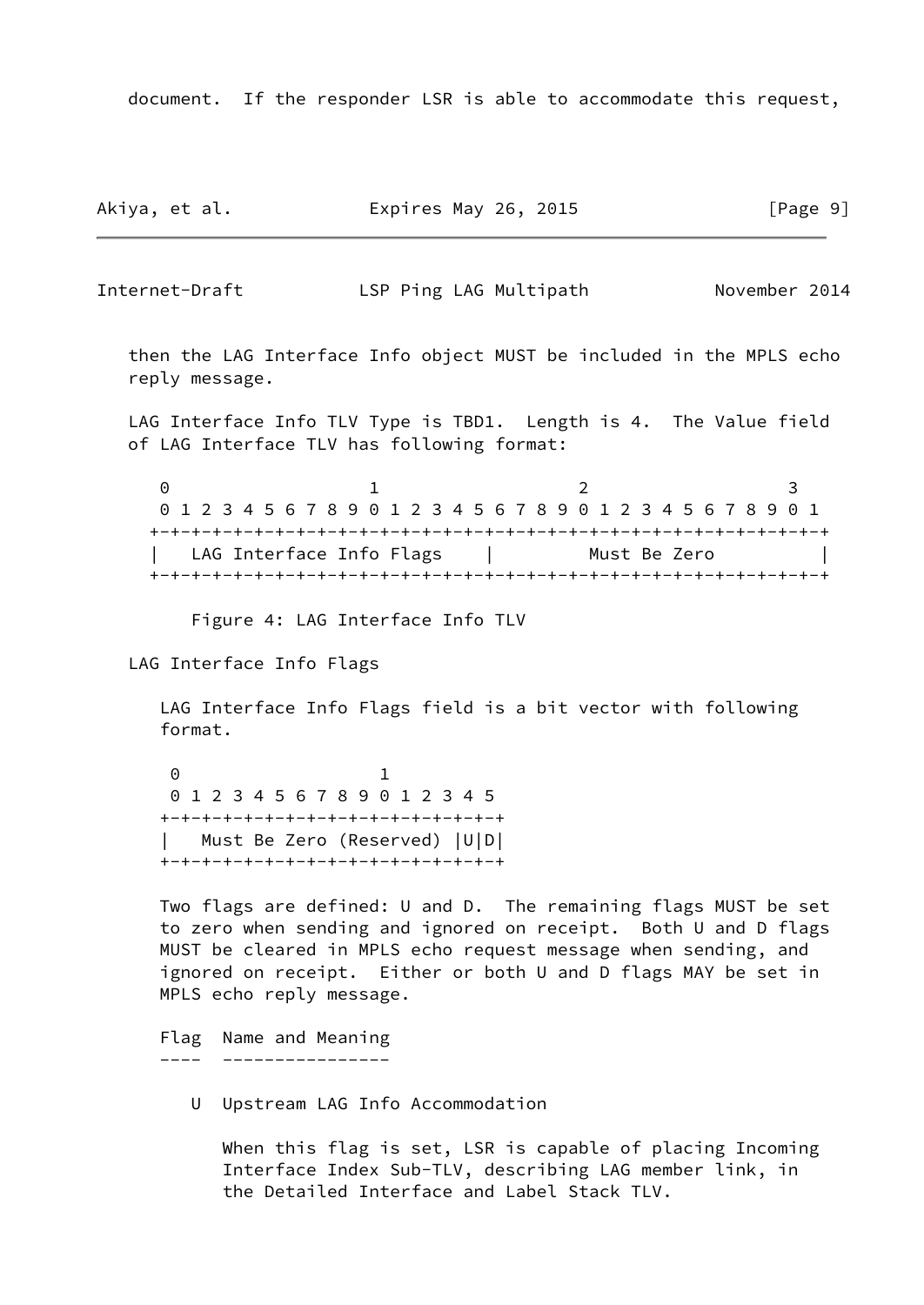document. If the responder LSR is able to accommodate this request, then the LAG Interface Info object MUST be included in the MPLS echo reply message.

LAG Interface Info TLV Type is TBD1. Length is 4. The Value field of LAG Interface TLV has following format:

```
 0                   1                   2                   3
 0 1 2 3 4 5 6 7 8 9 0 1 2 3 4 5 6 7 8 9 0 1 2 3 4 5 6 7 8 9 0 1
+-+-+-+-+-+-+-+-+-+-+-+-+-+-+-+-+-+-+-+-+-+-+-+-+-+-+-+-+-+-+-+-+
|   LAG Interface Info Flags    |         Must Be Zero          |
+-+-+-+-+-+-+-+-+-+-+-+-+-+-+-+-+-+-+-+-+-+-+-+-+-+-+-+-+-+-+-+-+
```

Figure 4: LAG Interface Info TLV

LAG Interface Info Flags

LAG Interface Info Flags field is a bit vector with following format.

```
 0                   1
 0 1 2 3 4 5 6 7 8 9 0 1 2 3 4 5
+-+-+-+-+-+-+-+-+-+-+-+-+-+-+-+-+
|   Must Be Zero (Reserved) |U|D|
+-+-+-+-+-+-+-+-+-+-+-+-+-+-+-+-+
```

Two flags are defined: U and D. The remaining flags MUST be set to zero when sending and ignored on receipt. Both U and D flags MUST be cleared in MPLS echo request message when sending, and ignored on receipt. Either or both U and D flags MAY be set in MPLS echo reply message.

```
Flag  Name and Meaning
----  ----------------

   U  Upstream LAG Info Accommodation

      When this flag is set, LSR is capable of placing Incoming
      Interface Index Sub-TLV, describing LAG member link, in
      the Detailed Interface and Label Stack TLV.
```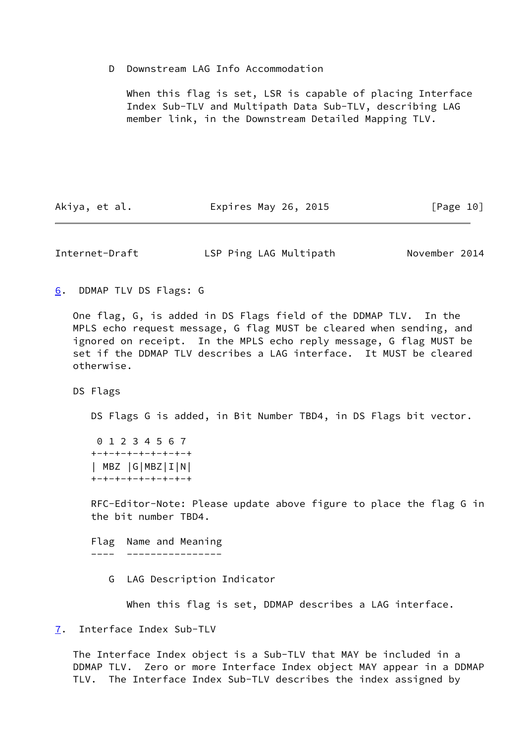D  Downstream LAG Info Accommodation

When this flag is set, LSR is capable of placing Interface Index Sub-TLV and Multipath Data Sub-TLV, describing LAG member link, in the Downstream Detailed Mapping TLV.

## 6. DDMAP TLV DS Flags: G

One flag, G, is added in DS Flags field of the DDMAP TLV. In the MPLS echo request message, G flag MUST be cleared when sending, and ignored on receipt. In the MPLS echo reply message, G flag MUST be set if the DDMAP TLV describes a LAG interface. It MUST be cleared otherwise.

DS Flags

DS Flags G is added, in Bit Number TBD4, in DS Flags bit vector.

```
 0 1 2 3 4 5 6 7
+-+-+-+-+-+-+-+-+
| MBZ |G|MBZ|I|N|
+-+-+-+-+-+-+-+-+
```

RFC-Editor-Note: Please update above figure to place the flag G in the bit number TBD4.

```
Flag  Name and Meaning
----  ----------------
```

G  LAG Description Indicator

When this flag is set, DDMAP describes a LAG interface.

## 7. Interface Index Sub-TLV

The Interface Index object is a Sub-TLV that MAY be included in a DDMAP TLV. Zero or more Interface Index object MAY appear in a DDMAP TLV. The Interface Index Sub-TLV describes the index assigned by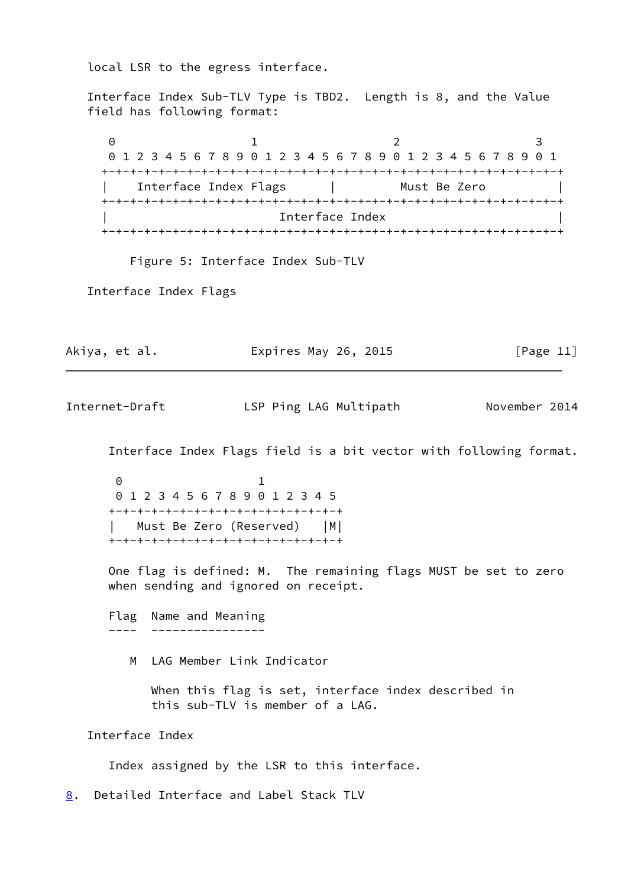local LSR to the egress interface.

Interface Index Sub-TLV Type is TBD2. Length is 8, and the Value field has following format:

```
 0                   1                   2                   3
 0 1 2 3 4 5 6 7 8 9 0 1 2 3 4 5 6 7 8 9 0 1 2 3 4 5 6 7 8 9 0 1
+-+-+-+-+-+-+-+-+-+-+-+-+-+-+-+-+-+-+-+-+-+-+-+-+-+-+-+-+-+-+-+-+
|    Interface Index Flags      |         Must Be Zero          |
+-+-+-+-+-+-+-+-+-+-+-+-+-+-+-+-+-+-+-+-+-+-+-+-+-+-+-+-+-+-+-+-+
|                        Interface Index                        |
+-+-+-+-+-+-+-+-+-+-+-+-+-+-+-+-+-+-+-+-+-+-+-+-+-+-+-+-+-+-+-+-+
```

Figure 5: Interface Index Sub-TLV

Interface Index Flags

Interface Index Flags field is a bit vector with following format.

```
 0                   1
 0 1 2 3 4 5 6 7 8 9 0 1 2 3 4 5
+-+-+-+-+-+-+-+-+-+-+-+-+-+-+-+-+
|   Must Be Zero (Reserved)   |M|
+-+-+-+-+-+-+-+-+-+-+-+-+-+-+-+-+
```

One flag is defined: M. The remaining flags MUST be set to zero when sending and ignored on receipt.

```
Flag  Name and Meaning
----  ----------------

   M  LAG Member Link Indicator

      When this flag is set, interface index described in
      this sub-TLV is member of a LAG.
```

Interface Index

Index assigned by the LSR to this interface.

## 8. Detailed Interface and Label Stack TLV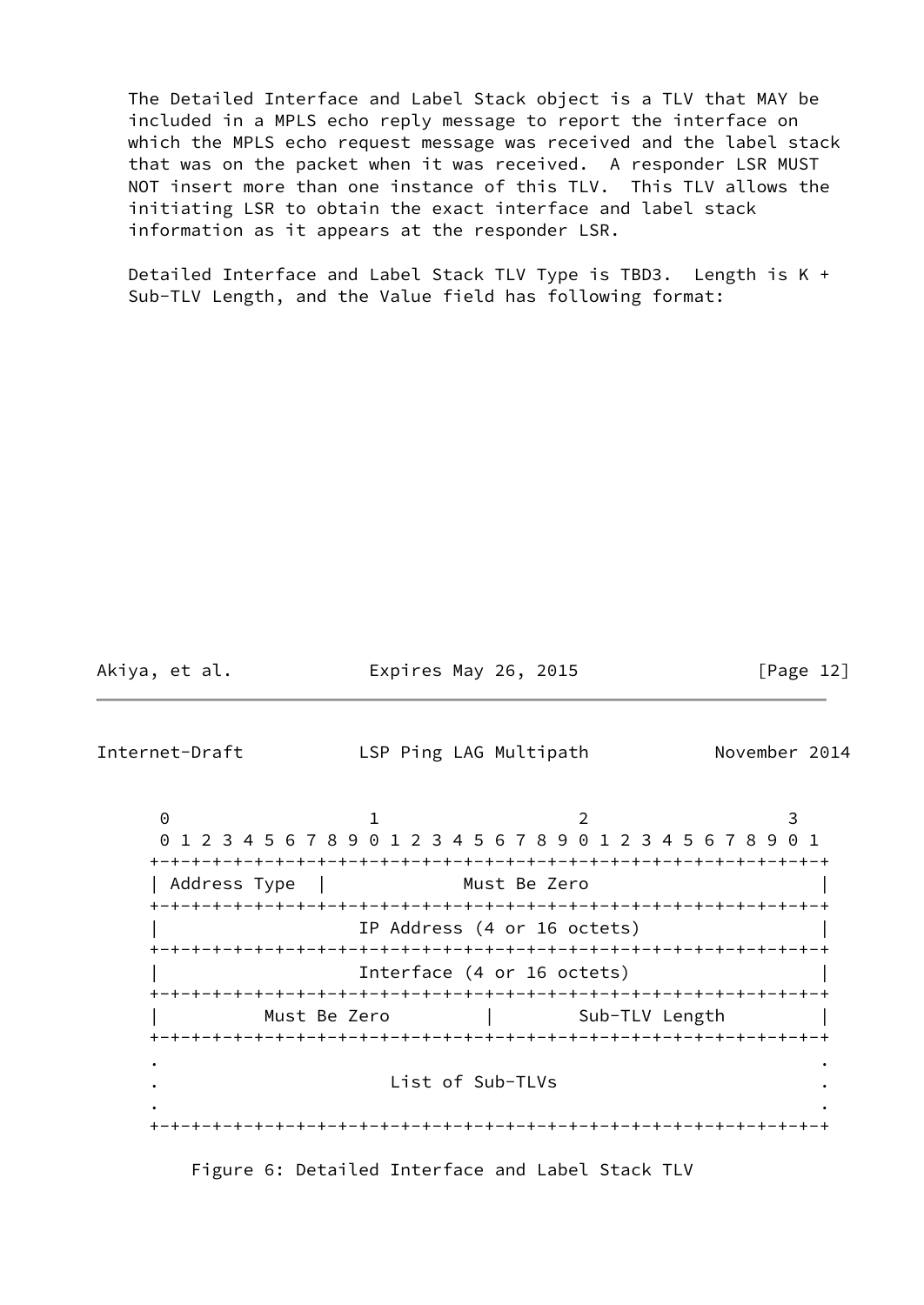The Detailed Interface and Label Stack object is a TLV that MAY be included in a MPLS echo reply message to report the interface on which the MPLS echo request message was received and the label stack that was on the packet when it was received. A responder LSR MUST NOT insert more than one instance of this TLV. This TLV allows the initiating LSR to obtain the exact interface and label stack information as it appears at the responder LSR.

Detailed Interface and Label Stack TLV Type is TBD3. Length is K + Sub-TLV Length, and the Value field has following format:

```
 0                   1                   2                   3
 0 1 2 3 4 5 6 7 8 9 0 1 2 3 4 5 6 7 8 9 0 1 2 3 4 5 6 7 8 9 0 1
+-+-+-+-+-+-+-+-+-+-+-+-+-+-+-+-+-+-+-+-+-+-+-+-+-+-+-+-+-+-+-+-+
| Address Type  |             Must Be Zero                      |
+-+-+-+-+-+-+-+-+-+-+-+-+-+-+-+-+-+-+-+-+-+-+-+-+-+-+-+-+-+-+-+-+
|                  IP Address (4 or 16 octets)                  |
+-+-+-+-+-+-+-+-+-+-+-+-+-+-+-+-+-+-+-+-+-+-+-+-+-+-+-+-+-+-+-+-+
|                  Interface (4 or 16 octets)                   |
+-+-+-+-+-+-+-+-+-+-+-+-+-+-+-+-+-+-+-+-+-+-+-+-+-+-+-+-+-+-+-+-+
|         Must Be Zero          |        Sub-TLV Length         |
+-+-+-+-+-+-+-+-+-+-+-+-+-+-+-+-+-+-+-+-+-+-+-+-+-+-+-+-+-+-+-+-+
.                                                               .
.                      List of Sub-TLVs                         .
.                                                               .
+-+-+-+-+-+-+-+-+-+-+-+-+-+-+-+-+-+-+-+-+-+-+-+-+-+-+-+-+-+-+-+-+
```

Figure 6: Detailed Interface and Label Stack TLV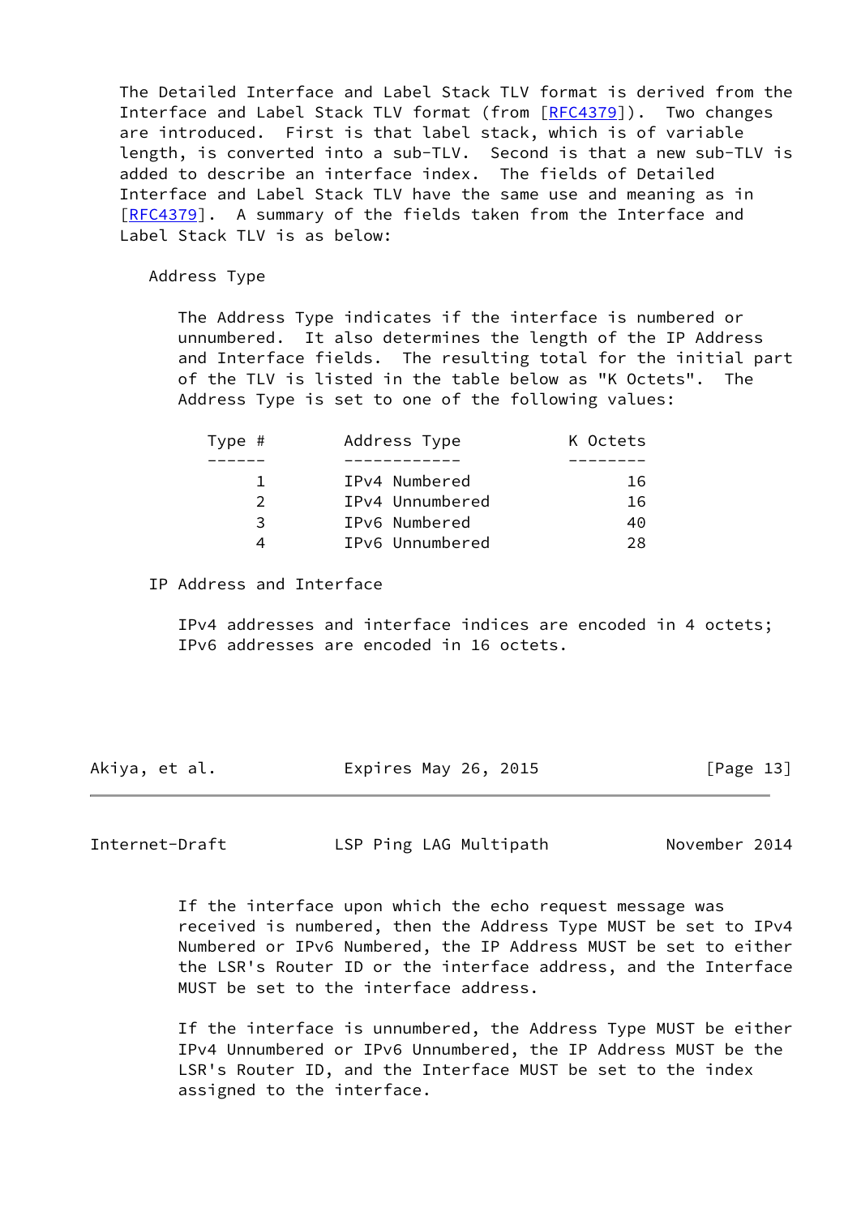The Detailed Interface and Label Stack TLV format is derived from the Interface and Label Stack TLV format (from [RFC4379]). Two changes are introduced. First is that label stack, which is of variable length, is converted into a sub-TLV. Second is that a new sub-TLV is added to describe an interface index. The fields of Detailed Interface and Label Stack TLV have the same use and meaning as in [RFC4379]. A summary of the fields taken from the Interface and Label Stack TLV is as below:

Address Type

The Address Type indicates if the interface is numbered or unnumbered. It also determines the length of the IP Address and Interface fields. The resulting total for the initial part of the TLV is listed in the table below as "K Octets". The Address Type is set to one of the following values:

| Type # | Address Type | K Octets |
|---|---|---|
| 1 | IPv4 Numbered | 16 |
| 2 | IPv4 Unnumbered | 16 |
| 3 | IPv6 Numbered | 40 |
| 4 | IPv6 Unnumbered | 28 |

IP Address and Interface

IPv4 addresses and interface indices are encoded in 4 octets; IPv6 addresses are encoded in 16 octets.

If the interface upon which the echo request message was received is numbered, then the Address Type MUST be set to IPv4 Numbered or IPv6 Numbered, the IP Address MUST be set to either the LSR's Router ID or the interface address, and the Interface MUST be set to the interface address.

If the interface is unnumbered, the Address Type MUST be either IPv4 Unnumbered or IPv6 Unnumbered, the IP Address MUST be the LSR's Router ID, and the Interface MUST be set to the index assigned to the interface.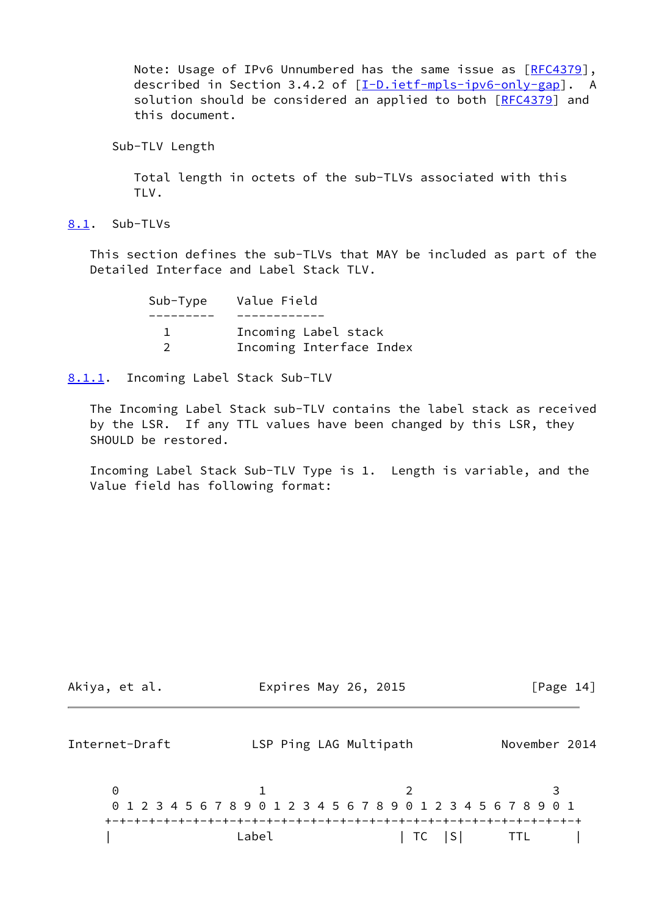Note: Usage of IPv6 Unnumbered has the same issue as [RFC4379], described in Section 3.4.2 of [I-D.ietf-mpls-ipv6-only-gap]. A solution should be considered an applied to both [RFC4379] and this document.

Sub-TLV Length

Total length in octets of the sub-TLVs associated with this TLV.

## 8.1. Sub-TLVs

This section defines the sub-TLVs that MAY be included as part of the Detailed Interface and Label Stack TLV.

| Sub-Type | Value Field |
|---|---|
| 1 | Incoming Label stack |
| 2 | Incoming Interface Index |

### 8.1.1. Incoming Label Stack Sub-TLV

The Incoming Label Stack sub-TLV contains the label stack as received by the LSR. If any TTL values have been changed by this LSR, they SHOULD be restored.

Incoming Label Stack Sub-TLV Type is 1. Length is variable, and the Value field has following format:

```
 0                   1                   2                   3
 0 1 2 3 4 5 6 7 8 9 0 1 2 3 4 5 6 7 8 9 0 1 2 3 4 5 6 7 8 9 0 1
+-+-+-+-+-+-+-+-+-+-+-+-+-+-+-+-+-+-+-+-+-+-+-+-+-+-+-+-+-+-+-+-+
|                 Label                 | TC  |S|      TTL      |
```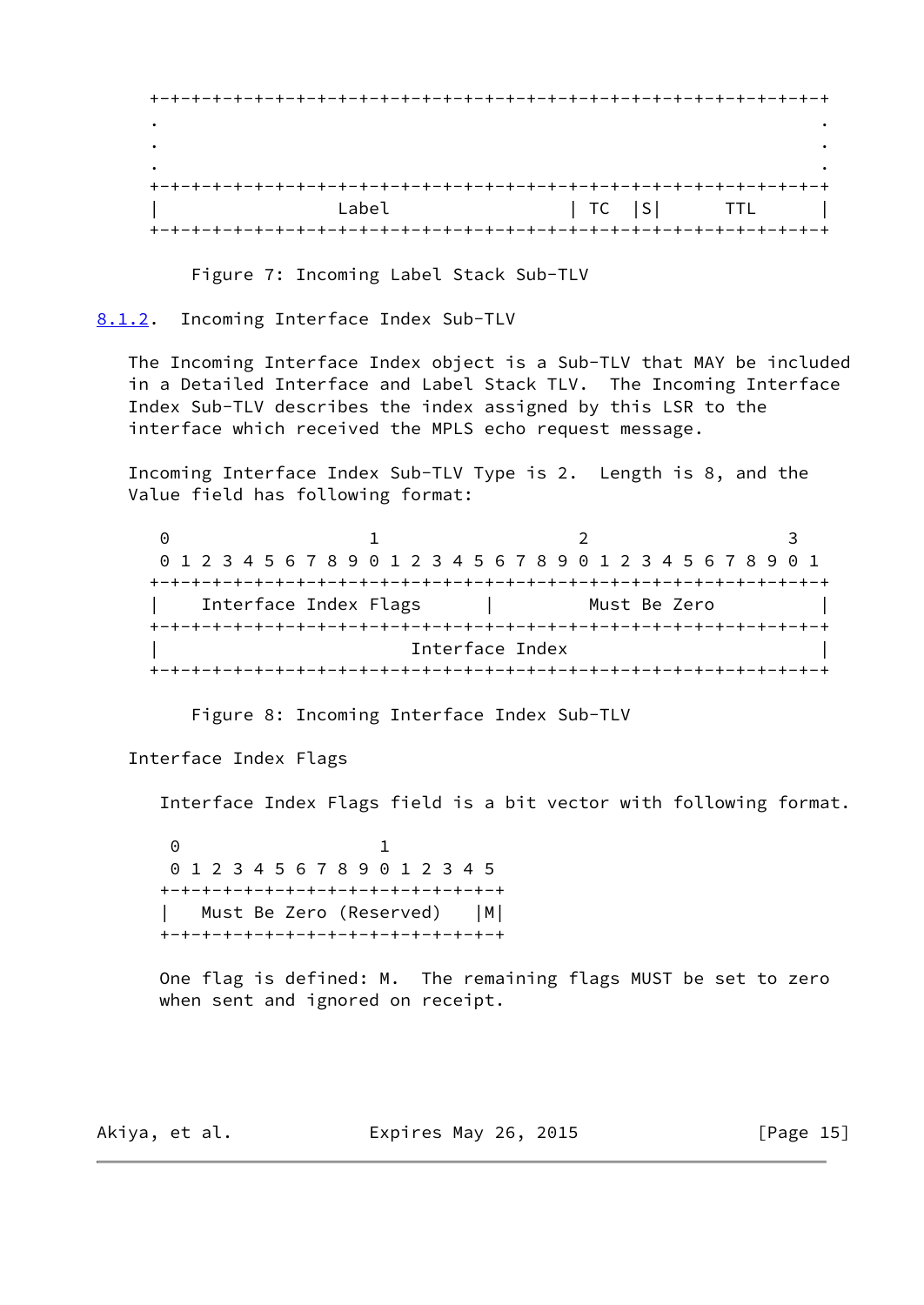```
+-+-+-+-+-+-+-+-+-+-+-+-+-+-+-+-+-+-+-+-+-+-+-+-+-+-+-+-+-+-+-+-+
.                                                               .
.                                                               .
.                                                               .
+-+-+-+-+-+-+-+-+-+-+-+-+-+-+-+-+-+-+-+-+-+-+-+-+-+-+-+-+-+-+-+-+
|                 Label                 | TC  |S|      TTL      |
+-+-+-+-+-+-+-+-+-+-+-+-+-+-+-+-+-+-+-+-+-+-+-+-+-+-+-+-+-+-+-+-+
```

Figure 7: Incoming Label Stack Sub-TLV

### 8.1.2. Incoming Interface Index Sub-TLV

The Incoming Interface Index object is a Sub-TLV that MAY be included in a Detailed Interface and Label Stack TLV. The Incoming Interface Index Sub-TLV describes the index assigned by this LSR to the interface which received the MPLS echo request message.

Incoming Interface Index Sub-TLV Type is 2. Length is 8, and the Value field has following format:

```
 0                   1                   2                   3
 0 1 2 3 4 5 6 7 8 9 0 1 2 3 4 5 6 7 8 9 0 1 2 3 4 5 6 7 8 9 0 1
+-+-+-+-+-+-+-+-+-+-+-+-+-+-+-+-+-+-+-+-+-+-+-+-+-+-+-+-+-+-+-+-+
|    Interface Index Flags      |         Must Be Zero          |
+-+-+-+-+-+-+-+-+-+-+-+-+-+-+-+-+-+-+-+-+-+-+-+-+-+-+-+-+-+-+-+-+
|                        Interface Index                        |
+-+-+-+-+-+-+-+-+-+-+-+-+-+-+-+-+-+-+-+-+-+-+-+-+-+-+-+-+-+-+-+-+
```

Figure 8: Incoming Interface Index Sub-TLV

Interface Index Flags

Interface Index Flags field is a bit vector with following format.

```
 0                   1
 0 1 2 3 4 5 6 7 8 9 0 1 2 3 4 5
+-+-+-+-+-+-+-+-+-+-+-+-+-+-+-+-+
|   Must Be Zero (Reserved)   |M|
+-+-+-+-+-+-+-+-+-+-+-+-+-+-+-+-+
```

One flag is defined: M. The remaining flags MUST be set to zero when sent and ignored on receipt.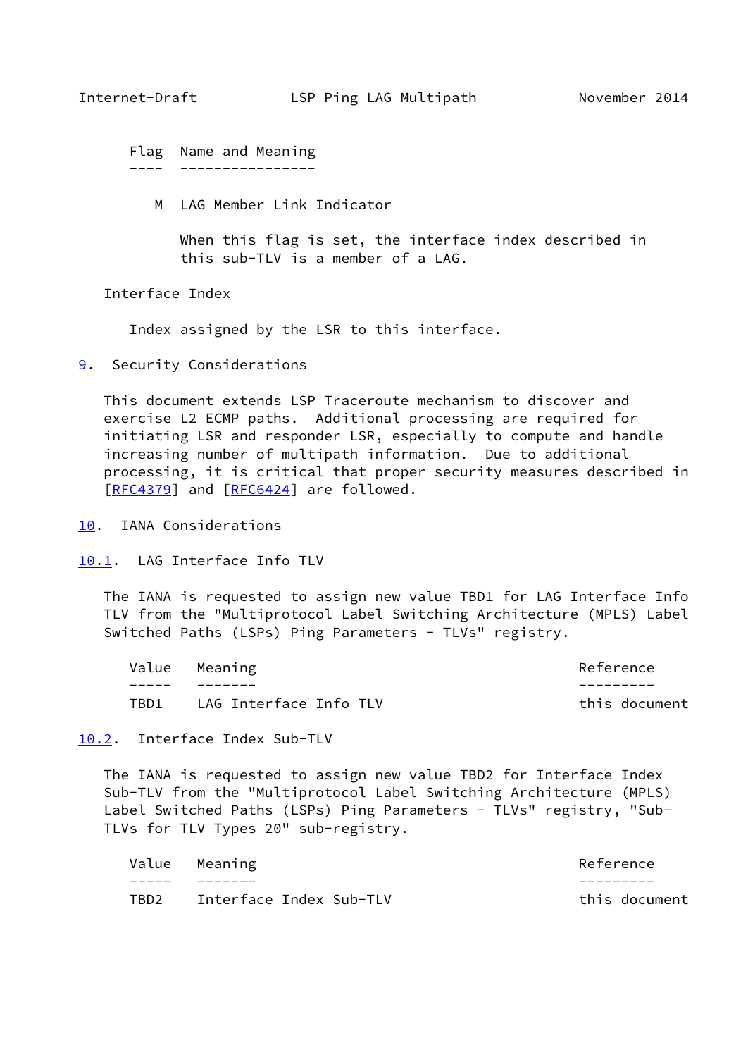| Flag | Name and Meaning |
| --- | --- |
| M | LAG Member Link Indicator |

When this flag is set, the interface index described in this sub-TLV is a member of a LAG.

Interface Index

Index assigned by the LSR to this interface.

## 9. Security Considerations

This document extends LSP Traceroute mechanism to discover and exercise L2 ECMP paths. Additional processing are required for initiating LSR and responder LSR, especially to compute and handle increasing number of multipath information. Due to additional processing, it is critical that proper security measures described in [RFC4379] and [RFC6424] are followed.

## 10. IANA Considerations

### 10.1. LAG Interface Info TLV

The IANA is requested to assign new value TBD1 for LAG Interface Info TLV from the "Multiprotocol Label Switching Architecture (MPLS) Label Switched Paths (LSPs) Ping Parameters - TLVs" registry.

| Value | Meaning | Reference |
| --- | --- | --- |
| TBD1 | LAG Interface Info TLV | this document |

### 10.2. Interface Index Sub-TLV

The IANA is requested to assign new value TBD2 for Interface Index Sub-TLV from the "Multiprotocol Label Switching Architecture (MPLS) Label Switched Paths (LSPs) Ping Parameters - TLVs" registry, "Sub-TLVs for TLV Types 20" sub-registry.

| Value | Meaning | Reference |
| --- | --- | --- |
| TBD2 | Interface Index Sub-TLV | this document |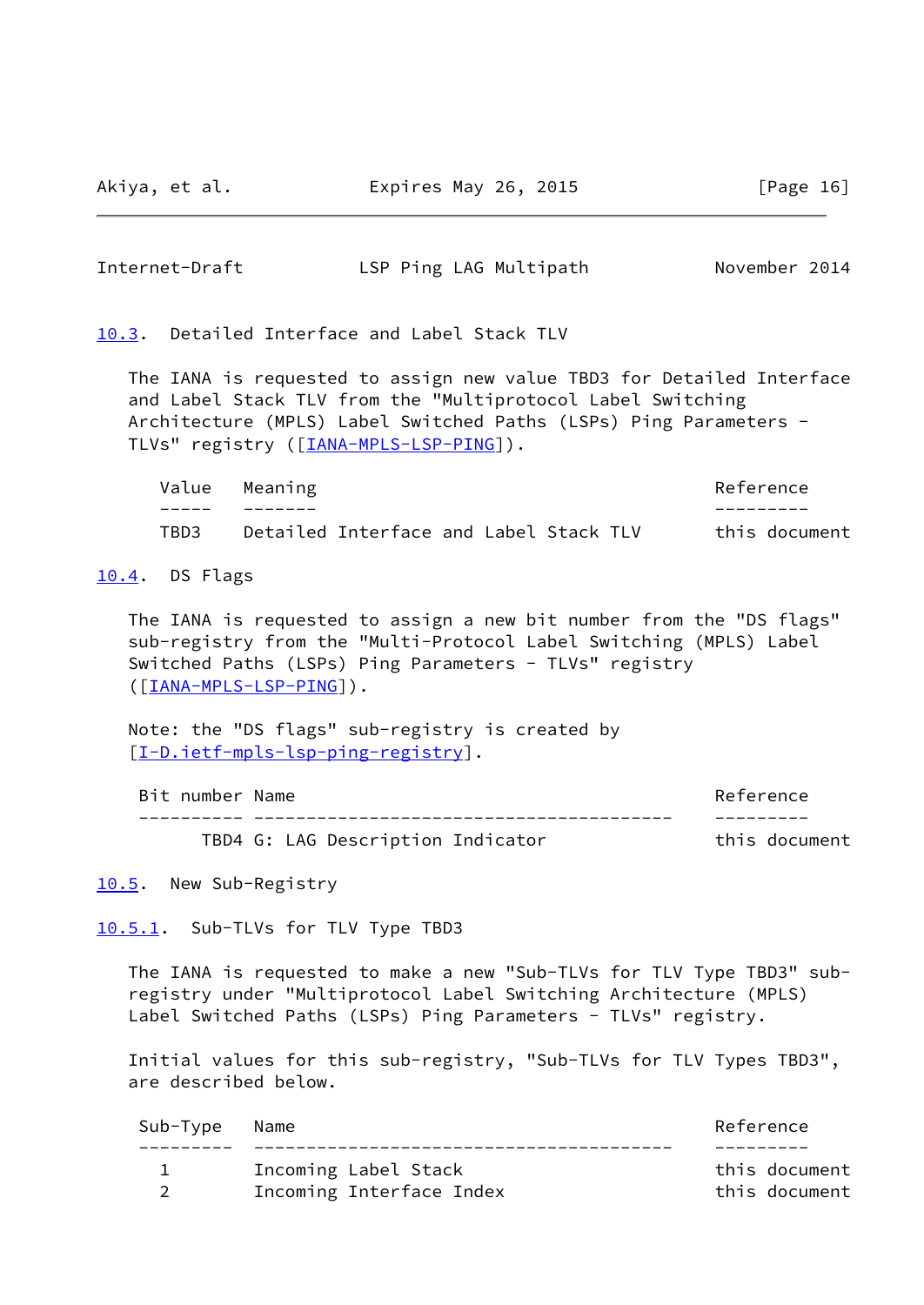### 10.3. Detailed Interface and Label Stack TLV

The IANA is requested to assign new value TBD3 for Detailed Interface and Label Stack TLV from the "Multiprotocol Label Switching Architecture (MPLS) Label Switched Paths (LSPs) Ping Parameters - TLVs" registry ([IANA-MPLS-LSP-PING]).

| Value | Meaning | Reference |
| --- | --- | --- |
| TBD3 | Detailed Interface and Label Stack TLV | this document |

### 10.4. DS Flags

The IANA is requested to assign a new bit number from the "DS flags" sub-registry from the "Multi-Protocol Label Switching (MPLS) Label Switched Paths (LSPs) Ping Parameters - TLVs" registry ([IANA-MPLS-LSP-PING]).

Note: the "DS flags" sub-registry is created by [I-D.ietf-mpls-lsp-ping-registry].

| Bit number | Name | Reference |
| --- | --- | --- |
| TBD4 | G: LAG Description Indicator | this document |

### 10.5. New Sub-Registry

#### 10.5.1. Sub-TLVs for TLV Type TBD3

The IANA is requested to make a new "Sub-TLVs for TLV Type TBD3" sub-registry under "Multiprotocol Label Switching Architecture (MPLS) Label Switched Paths (LSPs) Ping Parameters - TLVs" registry.

Initial values for this sub-registry, "Sub-TLVs for TLV Types TBD3", are described below.

| Sub-Type | Name | Reference |
| --- | --- | --- |
| 1 | Incoming Label Stack | this document |
| 2 | Incoming Interface Index | this document |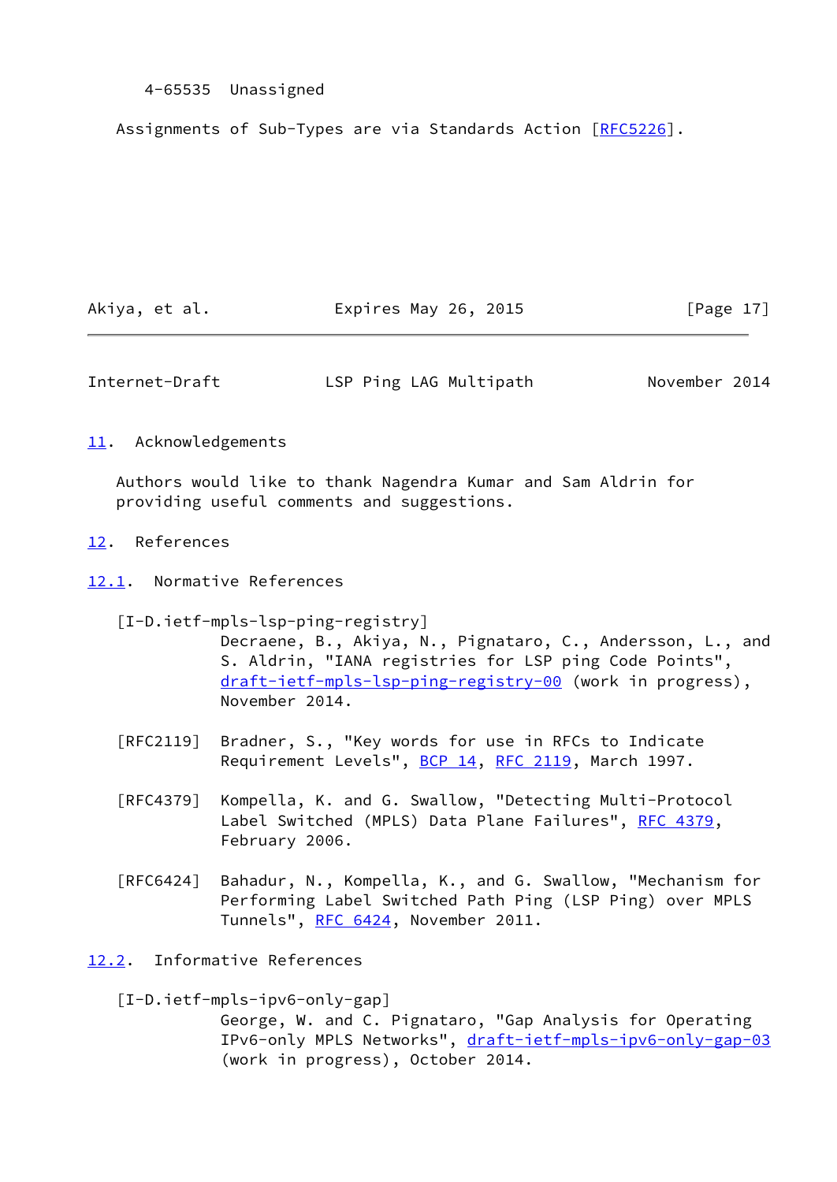4-65535  Unassigned

Assignments of Sub-Types are via Standards Action [RFC5226].

## 11. Acknowledgements

Authors would like to thank Nagendra Kumar and Sam Aldrin for providing useful comments and suggestions.

## 12. References

### 12.1. Normative References

[I-D.ietf-mpls-lsp-ping-registry]
Decraene, B., Akiya, N., Pignataro, C., Andersson, L., and S. Aldrin, "IANA registries for LSP ping Code Points", draft-ietf-mpls-lsp-ping-registry-00 (work in progress), November 2014.

[RFC2119] Bradner, S., "Key words for use in RFCs to Indicate Requirement Levels", BCP 14, RFC 2119, March 1997.

[RFC4379] Kompella, K. and G. Swallow, "Detecting Multi-Protocol Label Switched (MPLS) Data Plane Failures", RFC 4379, February 2006.

[RFC6424] Bahadur, N., Kompella, K., and G. Swallow, "Mechanism for Performing Label Switched Path Ping (LSP Ping) over MPLS Tunnels", RFC 6424, November 2011.

### 12.2. Informative References

[I-D.ietf-mpls-ipv6-only-gap]
George, W. and C. Pignataro, "Gap Analysis for Operating IPv6-only MPLS Networks", draft-ietf-mpls-ipv6-only-gap-03 (work in progress), October 2014.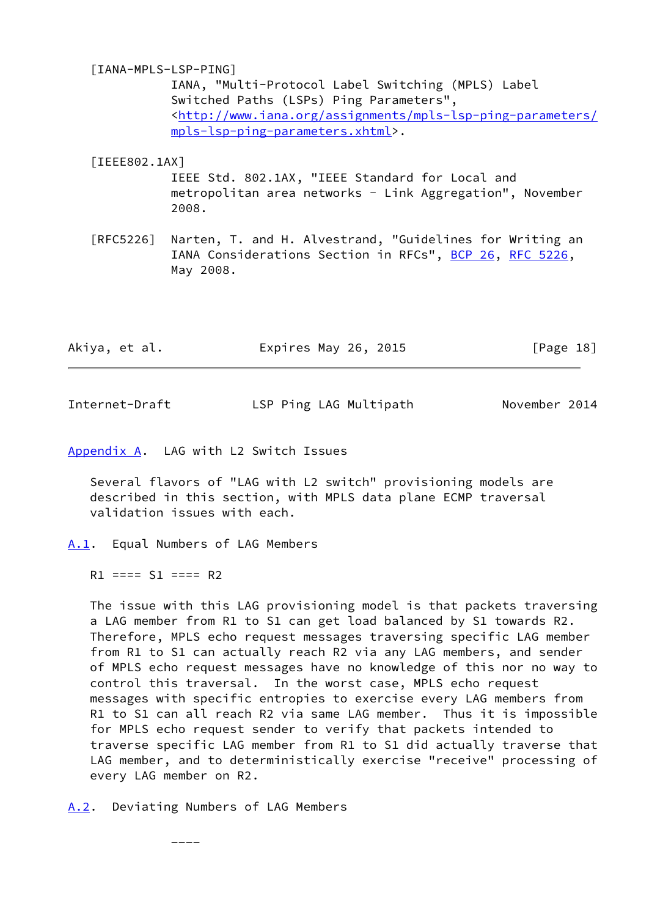[IANA-MPLS-LSP-PING]
IANA, "Multi-Protocol Label Switching (MPLS) Label Switched Paths (LSPs) Ping Parameters", <http://www.iana.org/assignments/mpls-lsp-ping-parameters/mpls-lsp-ping-parameters.xhtml>.

[IEEE802.1AX]
IEEE Std. 802.1AX, "IEEE Standard for Local and metropolitan area networks - Link Aggregation", November 2008.

[RFC5226] Narten, T. and H. Alvestrand, "Guidelines for Writing an IANA Considerations Section in RFCs", BCP 26, RFC 5226, May 2008.

## Appendix A. LAG with L2 Switch Issues

Several flavors of "LAG with L2 switch" provisioning models are described in this section, with MPLS data plane ECMP traversal validation issues with each.

### A.1. Equal Numbers of LAG Members

```
R1 ==== S1 ==== R2
```

The issue with this LAG provisioning model is that packets traversing a LAG member from R1 to S1 can get load balanced by S1 towards R2. Therefore, MPLS echo request messages traversing specific LAG member from R1 to S1 can actually reach R2 via any LAG members, and sender of MPLS echo request messages have no knowledge of this nor no way to control this traversal. In the worst case, MPLS echo request messages with specific entropies to exercise every LAG members from R1 to S1 can all reach R2 via same LAG member. Thus it is impossible for MPLS echo request sender to verify that packets intended to traverse specific LAG member from R1 to S1 did actually traverse that LAG member, and to deterministically exercise "receive" processing of every LAG member on R2.

### A.2. Deviating Numbers of LAG Members

```
          ----
```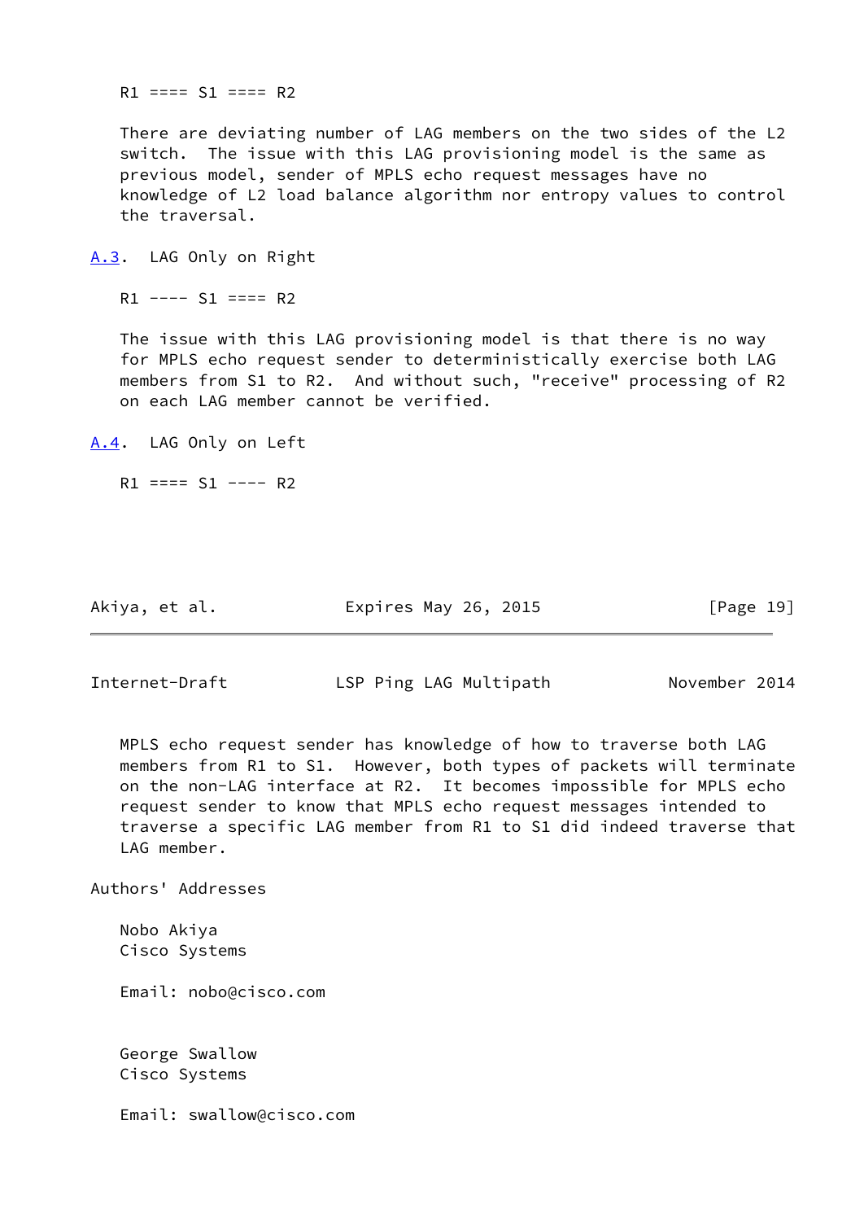```
R1 ==== S1 ==== R2
```

There are deviating number of LAG members on the two sides of the L2 switch. The issue with this LAG provisioning model is the same as previous model, sender of MPLS echo request messages have no knowledge of L2 load balance algorithm nor entropy values to control the traversal.

### A.3. LAG Only on Right

```
R1 ---- S1 ==== R2
```

The issue with this LAG provisioning model is that there is no way for MPLS echo request sender to deterministically exercise both LAG members from S1 to R2. And without such, "receive" processing of R2 on each LAG member cannot be verified.

### A.4. LAG Only on Left

```
R1 ==== S1 ---- R2
```

MPLS echo request sender has knowledge of how to traverse both LAG members from R1 to S1. However, both types of packets will terminate on the non-LAG interface at R2. It becomes impossible for MPLS echo request sender to know that MPLS echo request messages intended to traverse a specific LAG member from R1 to S1 did indeed traverse that LAG member.

## Authors' Addresses

Nobo Akiya
Cisco Systems

Email: nobo@cisco.com

George Swallow
Cisco Systems

Email: swallow@cisco.com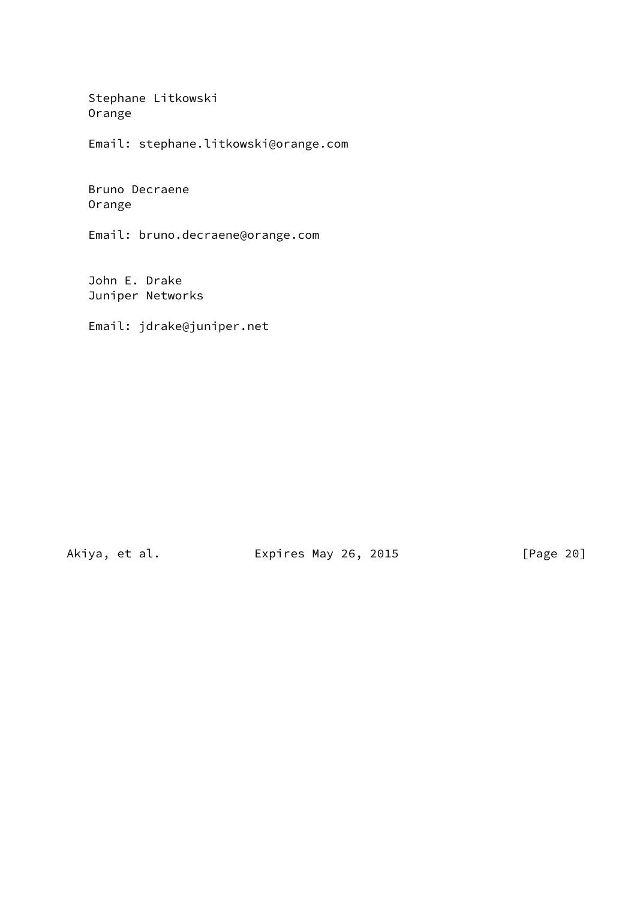Stephane Litkowski
Orange

Email: stephane.litkowski@orange.com

Bruno Decraene
Orange

Email: bruno.decraene@orange.com

John E. Drake
Juniper Networks

Email: jdrake@juniper.net